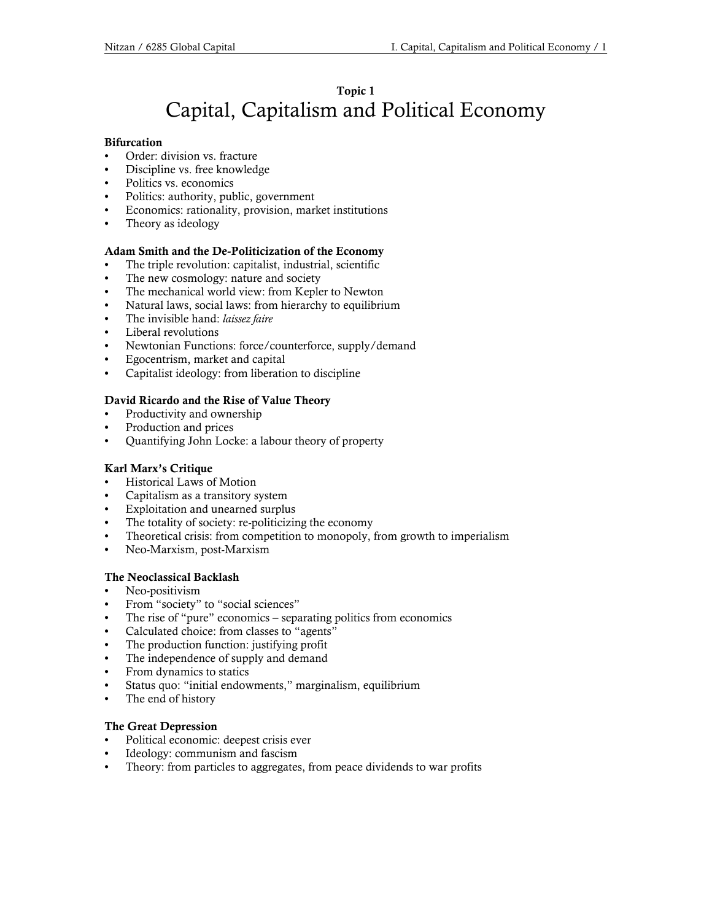Topic 1

# Capital, Capitalism and Political Economy

**Bifurcation**

- Order: division vs. fracture
- Discipline vs. free knowledge
- Politics vs. economics
- Politics: authority, public, government
- Economics: rationality, provision, market institutions
- Theory as ideology

**Adam Smith and the De-Politicization of the Economy**

- The triple revolution: capitalist, industrial, scientific
- The new cosmology: nature and society
- The mechanical world view: from Kepler to Newton
- Natural laws, social laws: from hierarchy to equilibrium
- The invisible hand: *laissez faire*
- Liberal revolutions
- Newtonian Functions: force/counterforce, supply/demand
- Egocentrism, market and capital
- Capitalist ideology: from liberation to discipline

**David Ricardo and the Rise of Value Theory**

- Productivity and ownership
- Production and prices
- Quantifying John Locke: a labour theory of property

**Karl Marx's Critique**

- Historical Laws of Motion
- Capitalism as a transitory system
- Exploitation and unearned surplus
- The totality of society: re-politicizing the economy
- Theoretical crisis: from competition to monopoly, from growth to imperialism
- Neo-Marxism, post-Marxism

**The Neoclassical Backlash**

- Neo-positivism
- From "society" to "social sciences"
- The rise of "pure" economics – separating politics from economics
- Calculated choice: from classes to "agents"
- The production function: justifying profit
- The independence of supply and demand
- From dynamics to statics
- Status quo: "initial endowments," marginalism, equilibrium
- The end of history

**The Great Depression**

- Political economic: deepest crisis ever
- Ideology: communism and fascism
- Theory: from particles to aggregates, from peace dividends to war profits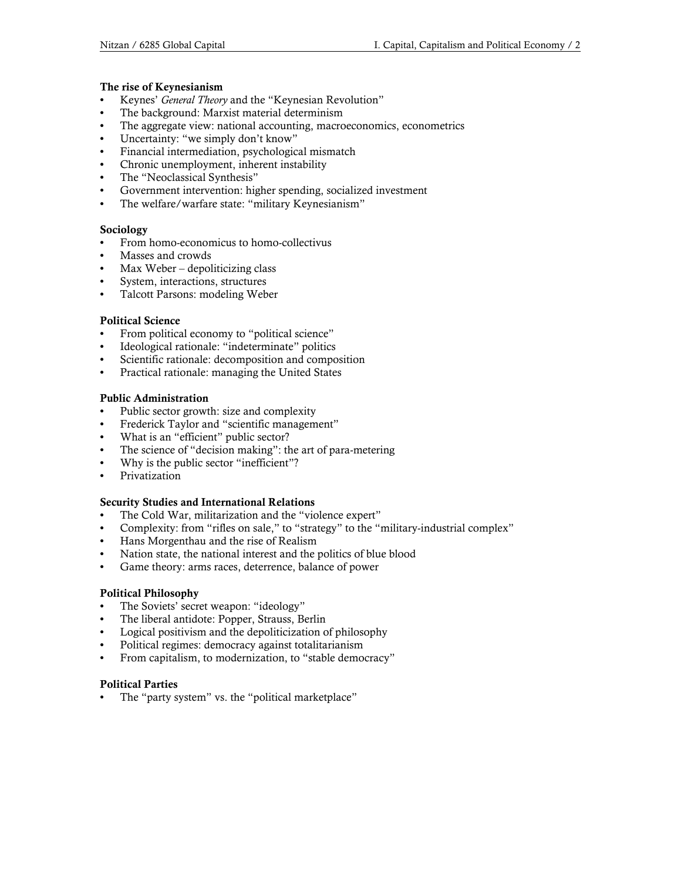**The rise of Keynesianism**

- Keynes' *General Theory* and the "Keynesian Revolution"
- The background: Marxist material determinism
- The aggregate view: national accounting, macroeconomics, econometrics
- Uncertainty: "we simply don't know"
- Financial intermediation, psychological mismatch
- Chronic unemployment, inherent instability
- The "Neoclassical Synthesis"
- Government intervention: higher spending, socialized investment
- The welfare/warfare state: "military Keynesianism"

**Sociology**

- From homo-economicus to homo-collectivus
- Masses and crowds
- Max Weber – depoliticizing class
- System, interactions, structures
- Talcott Parsons: modeling Weber

**Political Science**

- From political economy to "political science"
- Ideological rationale: "indeterminate" politics
- Scientific rationale: decomposition and composition
- Practical rationale: managing the United States

**Public Administration**

- Public sector growth: size and complexity
- Frederick Taylor and "scientific management"
- What is an "efficient" public sector?
- The science of "decision making": the art of para-metering
- Why is the public sector "inefficient"?
- Privatization

**Security Studies and International Relations**

- The Cold War, militarization and the "violence expert"
- Complexity: from "rifles on sale," to "strategy" to the "military-industrial complex"
- Hans Morgenthau and the rise of Realism
- Nation state, the national interest and the politics of blue blood
- Game theory: arms races, deterrence, balance of power

**Political Philosophy**

- The Soviets' secret weapon: "ideology"
- The liberal antidote: Popper, Strauss, Berlin
- Logical positivism and the depoliticization of philosophy
- Political regimes: democracy against totalitarianism
- From capitalism, to modernization, to "stable democracy"

**Political Parties**

- The "party system" vs. the "political marketplace"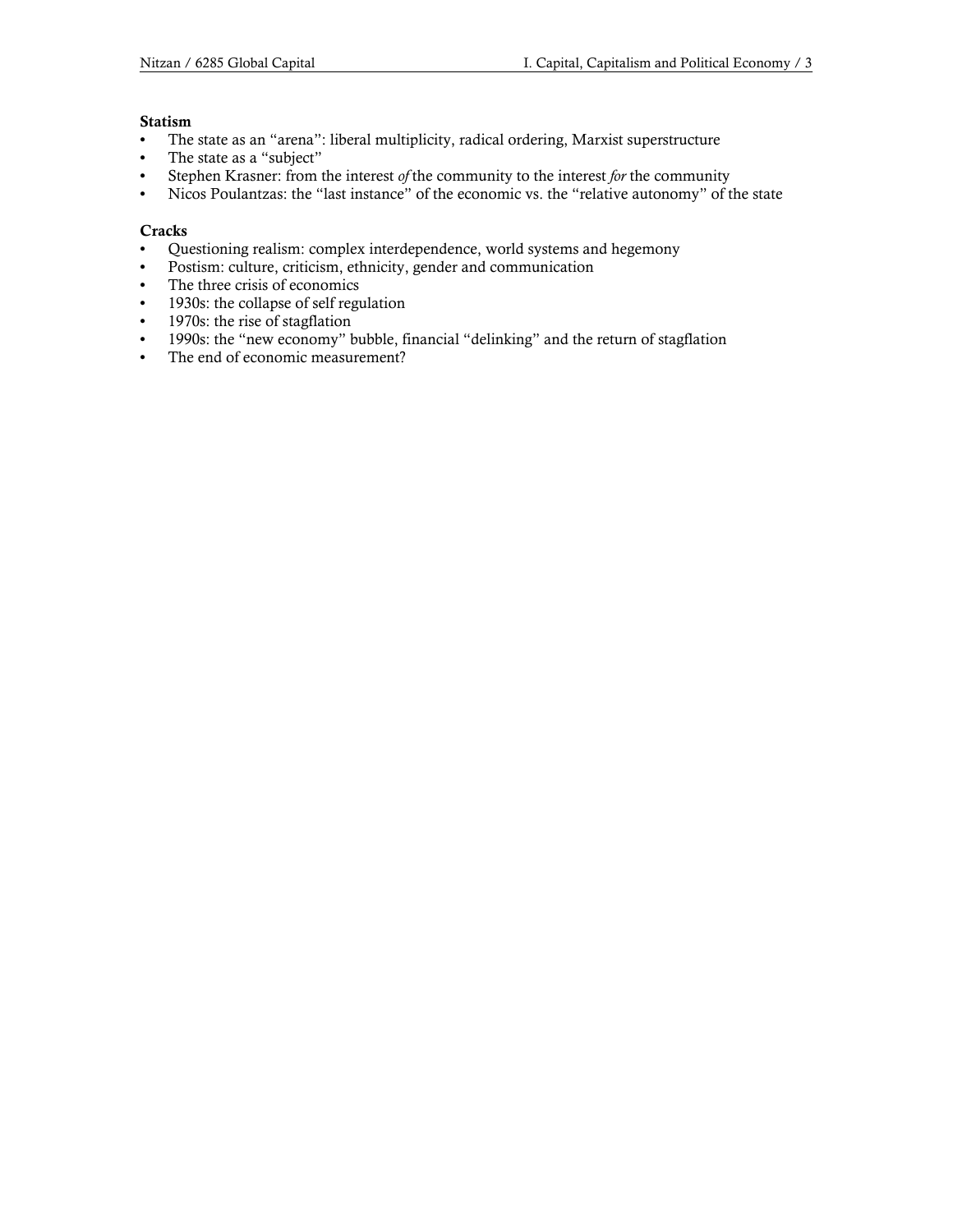**Statism**

- The state as an "arena": liberal multiplicity, radical ordering, Marxist superstructure
- The state as a "subject"
- Stephen Krasner: from the interest *of* the community to the interest *for* the community
- Nicos Poulantzas: the "last instance" of the economic vs. the "relative autonomy" of the state

**Cracks**

- Questioning realism: complex interdependence, world systems and hegemony
- Postism: culture, criticism, ethnicity, gender and communication
- The three crisis of economics
- 1930s: the collapse of self regulation
- 1970s: the rise of stagflation
- 1990s: the "new economy" bubble, financial "delinking" and the return of stagflation
- The end of economic measurement?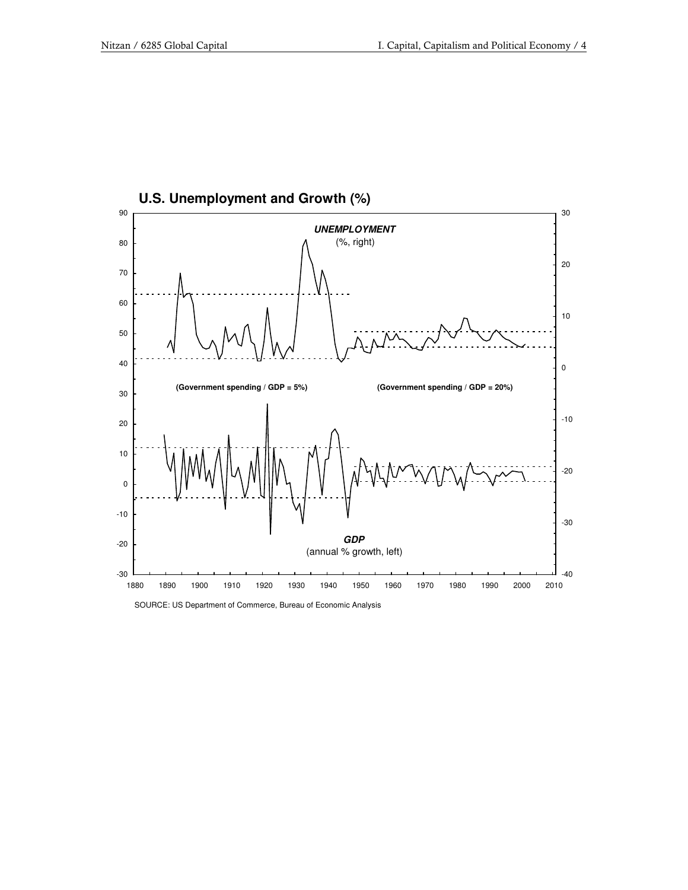## U.S. Unemployment and Growth (%)

***UNEMPLOYMENT***
(%, right)

**(Government spending / GDP = 5%)**

**(Government spending / GDP = 20%)**

***GDP***
(annual % growth, left)

SOURCE: US Department of Commerce, Bureau of Economic Analysis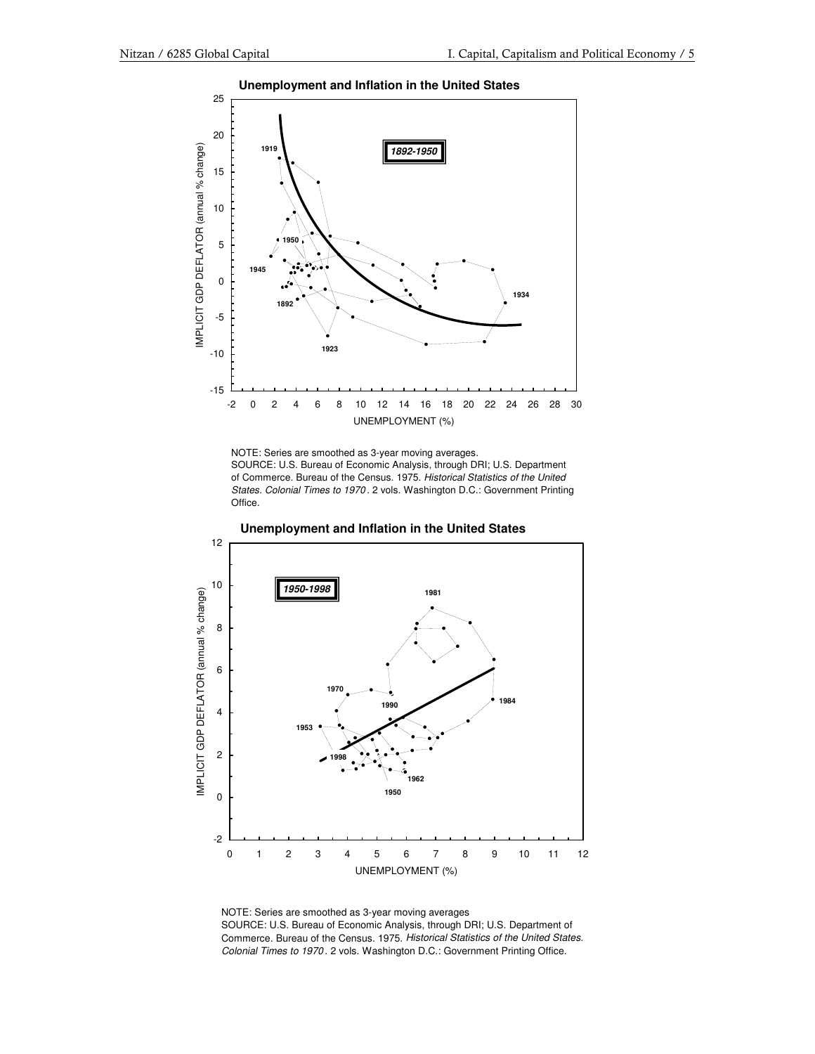**Unemployment and Inflation in the United States**

*1892-1950*

IMPLICIT GDP DEFLATOR (annual % change)

25
20
15
10
5
0
-5
-10
-15

-2 0 2 4 6 8 10 12 14 16 18 20 22 24 26 28 30

UNEMPLOYMENT (%)

1919
1950
1945
1892
1923
1934

NOTE: Series are smoothed as 3-year moving averages.
SOURCE: U.S. Bureau of Economic Analysis, through DRI; U.S. Department of Commerce. Bureau of the Census. 1975. *Historical Statistics of the United States. Colonial Times to 1970*. 2 vols. Washington D.C.: Government Printing Office.

**Unemployment and Inflation in the United States**

*1950-1998*

IMPLICIT GDP DEFLATOR (annual % change)

12
10
8
6
4
2
0
-2

0 1 2 3 4 5 6 7 8 9 10 11 12

UNEMPLOYMENT (%)

1981
1970
1990
1984
1953
1998
1962
1950

NOTE: Series are smoothed as 3-year moving averages
SOURCE: U.S. Bureau of Economic Analysis, through DRI; U.S. Department of Commerce. Bureau of the Census. 1975. *Historical Statistics of the United States. Colonial Times to 1970*. 2 vols. Washington D.C.: Government Printing Office.